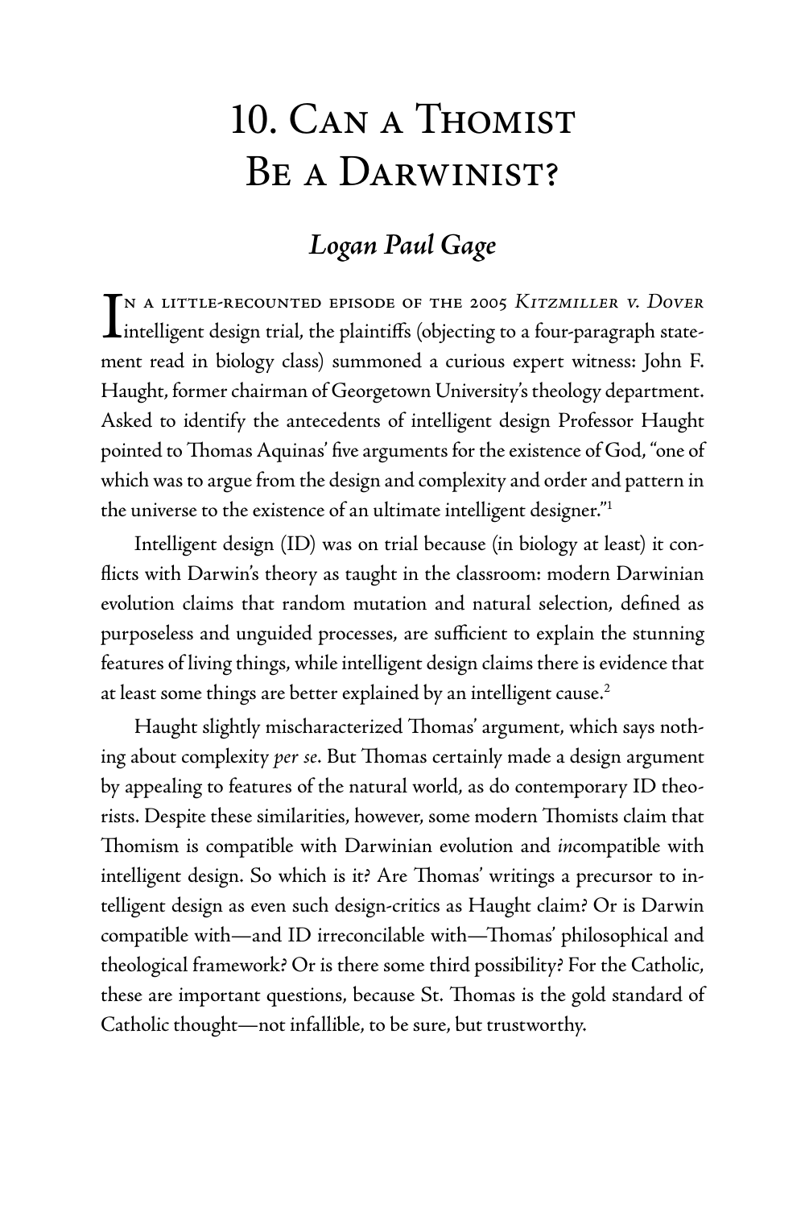# 10. Can a Thomist Be a Darwinist?

## *Logan Paul Gage*

In a little-recounted episode of the 2005 *Kitzmiller v. Dover* intelligent design trial, the plaintiffs (objecting to a four-paragraph statement read in biology class) summoned a curious expert witness: John F. Haught, former chairman of Georgetown University's theology department. Asked to identify the antecedents of intelligent design Professor Haught pointed to Thomas Aquinas' five arguments for the existence of God, "one of which was to argue from the design and complexity and order and pattern in the universe to the existence of an ultimate intelligent designer."[1]

Intelligent design (ID) was on trial because (in biology at least) it conflicts with Darwin's theory as taught in the classroom: modern Darwinian evolution claims that random mutation and natural selection, defined as purposeless and unguided processes, are sufficient to explain the stunning features of living things, while intelligent design claims there is evidence that at least some things are better explained by an intelligent cause.[2]

Haught slightly mischaracterized Thomas' argument, which says nothing about complexity *per se*. But Thomas certainly made a design argument by appealing to features of the natural world, as do contemporary ID theorists. Despite these similarities, however, some modern Thomists claim that Thomism is compatible with Darwinian evolution and *in*compatible with intelligent design. So which is it? Are Thomas' writings a precursor to intelligent design as even such design-critics as Haught claim? Or is Darwin compatible with—and ID irreconcilable with—Thomas' philosophical and theological framework? Or is there some third possibility? For the Catholic, these are important questions, because St. Thomas is the gold standard of Catholic thought—not infallible, to be sure, but trustworthy.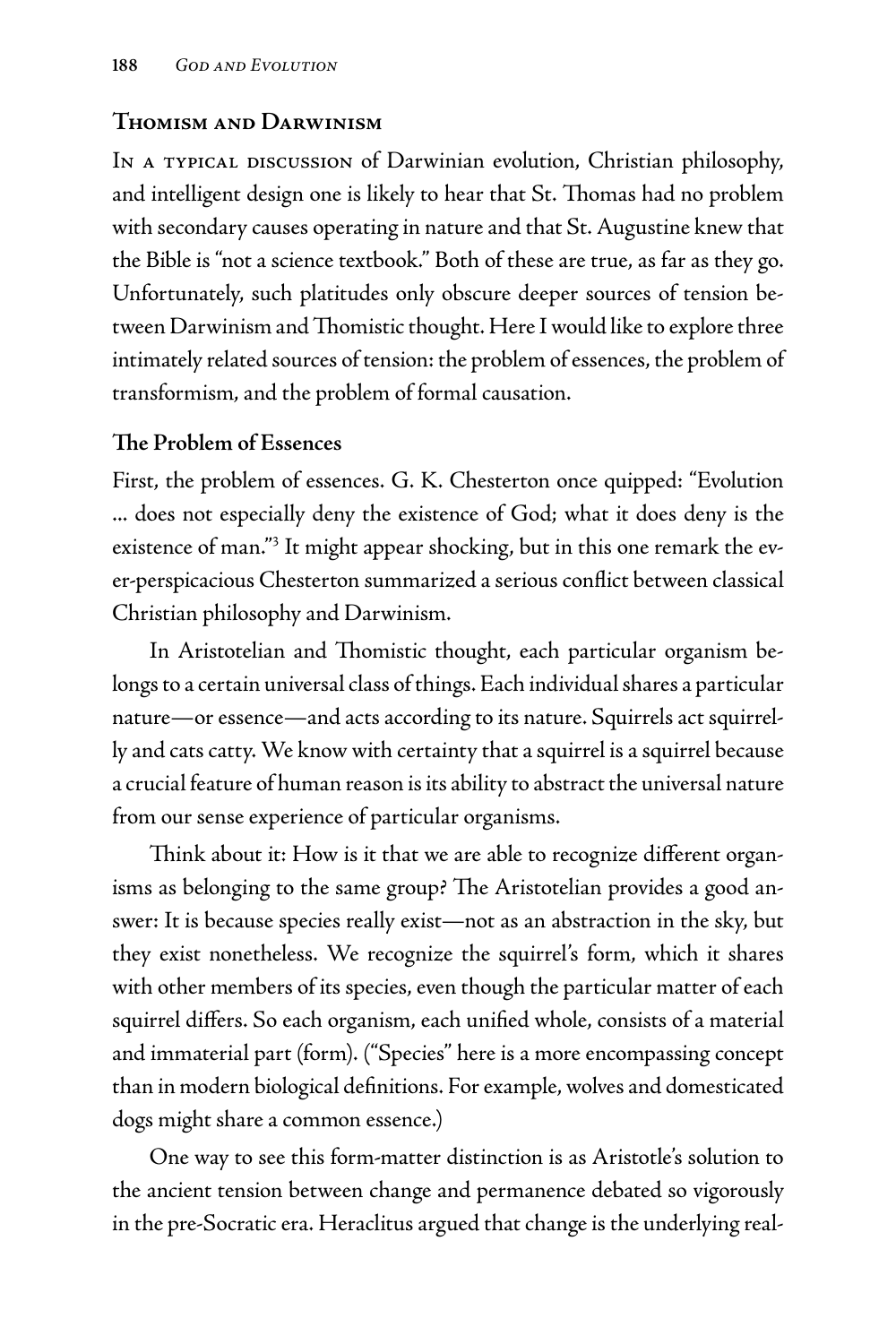## Thomism and Darwinism

In a typical discussion of Darwinian evolution, Christian philosophy, and intelligent design one is likely to hear that St. Thomas had no problem with secondary causes operating in nature and that St. Augustine knew that the Bible is "not a science textbook." Both of these are true, as far as they go. Unfortunately, such platitudes only obscure deeper sources of tension between Darwinism and Thomistic thought. Here I would like to explore three intimately related sources of tension: the problem of essences, the problem of transformism, and the problem of formal causation.

### The Problem of Essences

First, the problem of essences. G. K. Chesterton once quipped: "Evolution … does not especially deny the existence of God; what it does deny is the existence of man."[3] It might appear shocking, but in this one remark the ever-perspicacious Chesterton summarized a serious conflict between classical Christian philosophy and Darwinism.

In Aristotelian and Thomistic thought, each particular organism belongs to a certain universal class of things. Each individual shares a particular nature—or essence—and acts according to its nature. Squirrels act squirrelly and cats catty. We know with certainty that a squirrel is a squirrel because a crucial feature of human reason is its ability to abstract the universal nature from our sense experience of particular organisms.

Think about it: How is it that we are able to recognize different organisms as belonging to the same group? The Aristotelian provides a good answer: It is because species really exist—not as an abstraction in the sky, but they exist nonetheless. We recognize the squirrel's form, which it shares with other members of its species, even though the particular matter of each squirrel differs. So each organism, each unified whole, consists of a material and immaterial part (form). ("Species" here is a more encompassing concept than in modern biological definitions. For example, wolves and domesticated dogs might share a common essence.)

One way to see this form-matter distinction is as Aristotle's solution to the ancient tension between change and permanence debated so vigorously in the pre-Socratic era. Heraclitus argued that change is the underlying real-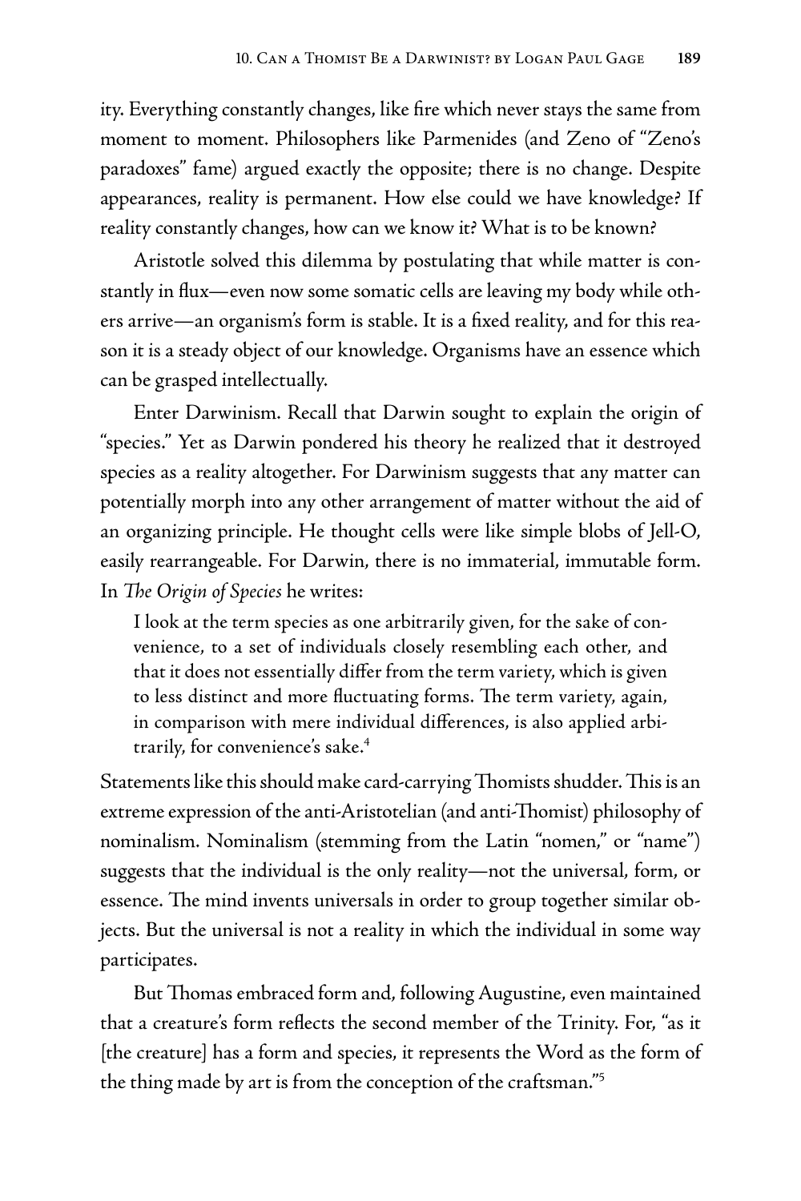ity. Everything constantly changes, like fire which never stays the same from moment to moment. Philosophers like Parmenides (and Zeno of "Zeno's paradoxes" fame) argued exactly the opposite; there is no change. Despite appearances, reality is permanent. How else could we have knowledge? If reality constantly changes, how can we know it? What is to be known?

Aristotle solved this dilemma by postulating that while matter is constantly in flux—even now some somatic cells are leaving my body while others arrive—an organism's form is stable. It is a fixed reality, and for this reason it is a steady object of our knowledge. Organisms have an essence which can be grasped intellectually.

Enter Darwinism. Recall that Darwin sought to explain the origin of "species." Yet as Darwin pondered his theory he realized that it destroyed species as a reality altogether. For Darwinism suggests that any matter can potentially morph into any other arrangement of matter without the aid of an organizing principle. He thought cells were like simple blobs of Jell-O, easily rearrangeable. For Darwin, there is no immaterial, immutable form. In *The Origin of Species* he writes:

> I look at the term species as one arbitrarily given, for the sake of convenience, to a set of individuals closely resembling each other, and that it does not essentially differ from the term variety, which is given to less distinct and more fluctuating forms. The term variety, again, in comparison with mere individual differences, is also applied arbitrarily, for convenience's sake.[4]

Statements like this should make card-carrying Thomists shudder. This is an extreme expression of the anti-Aristotelian (and anti-Thomist) philosophy of nominalism. Nominalism (stemming from the Latin "nomen," or "name") suggests that the individual is the only reality—not the universal, form, or essence. The mind invents universals in order to group together similar objects. But the universal is not a reality in which the individual in some way participates.

But Thomas embraced form and, following Augustine, even maintained that a creature's form reflects the second member of the Trinity. For, "as it [the creature] has a form and species, it represents the Word as the form of the thing made by art is from the conception of the craftsman."[5]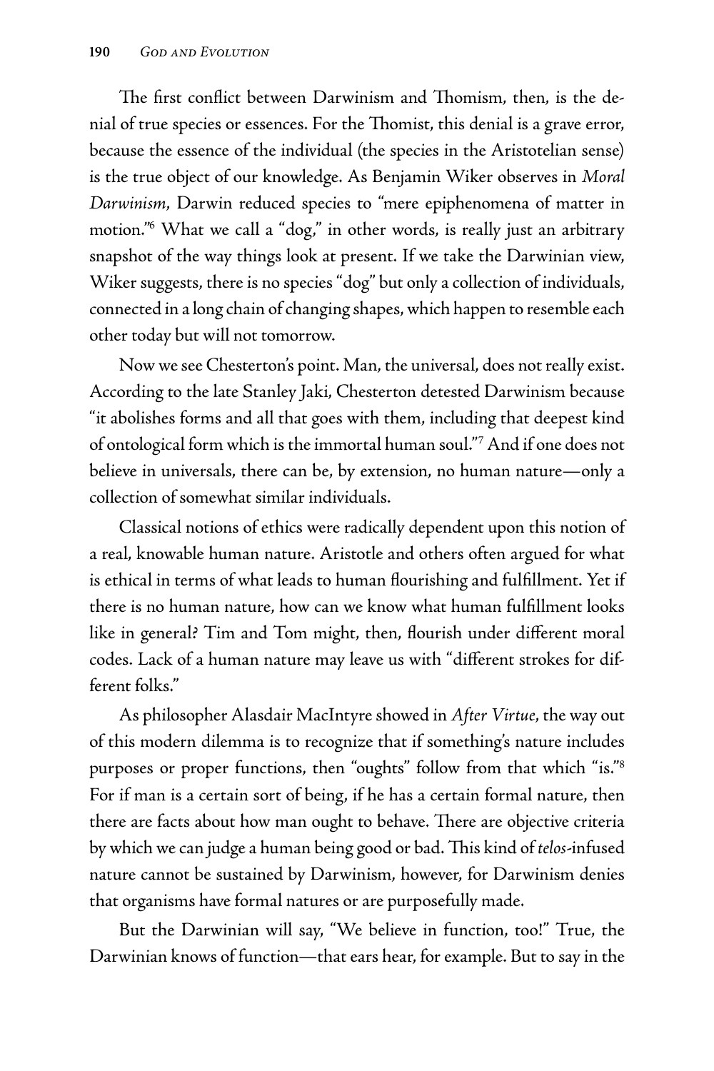The first conflict between Darwinism and Thomism, then, is the denial of true species or essences. For the Thomist, this denial is a grave error, because the essence of the individual (the species in the Aristotelian sense) is the true object of our knowledge. As Benjamin Wiker observes in *Moral Darwinism*, Darwin reduced species to "mere epiphenomena of matter in motion."[6] What we call a "dog," in other words, is really just an arbitrary snapshot of the way things look at present. If we take the Darwinian view, Wiker suggests, there is no species "dog" but only a collection of individuals, connected in a long chain of changing shapes, which happen to resemble each other today but will not tomorrow.

Now we see Chesterton's point. Man, the universal, does not really exist. According to the late Stanley Jaki, Chesterton detested Darwinism because "it abolishes forms and all that goes with them, including that deepest kind of ontological form which is the immortal human soul."[7] And if one does not believe in universals, there can be, by extension, no human nature—only a collection of somewhat similar individuals.

Classical notions of ethics were radically dependent upon this notion of a real, knowable human nature. Aristotle and others often argued for what is ethical in terms of what leads to human flourishing and fulfillment. Yet if there is no human nature, how can we know what human fulfillment looks like in general? Tim and Tom might, then, flourish under different moral codes. Lack of a human nature may leave us with "different strokes for different folks."

As philosopher Alasdair MacIntyre showed in *After Virtue*, the way out of this modern dilemma is to recognize that if something's nature includes purposes or proper functions, then "oughts" follow from that which "is."[8] For if man is a certain sort of being, if he has a certain formal nature, then there are facts about how man ought to behave. There are objective criteria by which we can judge a human being good or bad. This kind of *telos*-infused nature cannot be sustained by Darwinism, however, for Darwinism denies that organisms have formal natures or are purposefully made.

But the Darwinian will say, "We believe in function, too!" True, the Darwinian knows of function—that ears hear, for example. But to say in the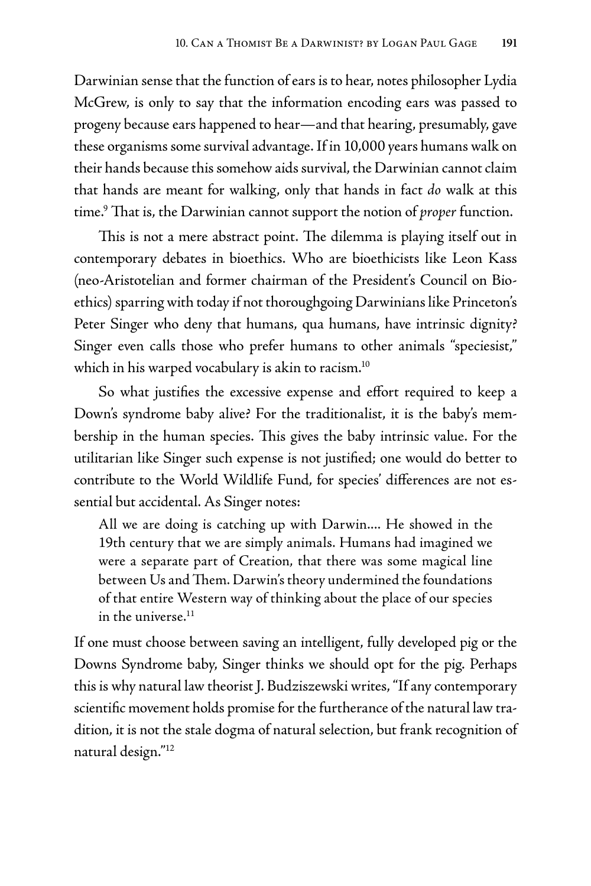Darwinian sense that the function of ears is to hear, notes philosopher Lydia McGrew, is only to say that the information encoding ears was passed to progeny because ears happened to hear—and that hearing, presumably, gave these organisms some survival advantage. If in 10,000 years humans walk on their hands because this somehow aids survival, the Darwinian cannot claim that hands are meant for walking, only that hands in fact *do* walk at this time.[9] That is, the Darwinian cannot support the notion of *proper* function.

This is not a mere abstract point. The dilemma is playing itself out in contemporary debates in bioethics. Who are bioethicists like Leon Kass (neo-Aristotelian and former chairman of the President's Council on Bioethics) sparring with today if not thoroughgoing Darwinians like Princeton's Peter Singer who deny that humans, qua humans, have intrinsic dignity? Singer even calls those who prefer humans to other animals "speciesist," which in his warped vocabulary is akin to racism.[10]

So what justifies the excessive expense and effort required to keep a Down's syndrome baby alive? For the traditionalist, it is the baby's membership in the human species. This gives the baby intrinsic value. For the utilitarian like Singer such expense is not justified; one would do better to contribute to the World Wildlife Fund, for species' differences are not essential but accidental. As Singer notes:

> All we are doing is catching up with Darwin.... He showed in the 19th century that we are simply animals. Humans had imagined we were a separate part of Creation, that there was some magical line between Us and Them. Darwin's theory undermined the foundations of that entire Western way of thinking about the place of our species in the universe.[11]

If one must choose between saving an intelligent, fully developed pig or the Downs Syndrome baby, Singer thinks we should opt for the pig. Perhaps this is why natural law theorist J. Budziszewski writes, "If any contemporary scientific movement holds promise for the furtherance of the natural law tradition, it is not the stale dogma of natural selection, but frank recognition of natural design."[12]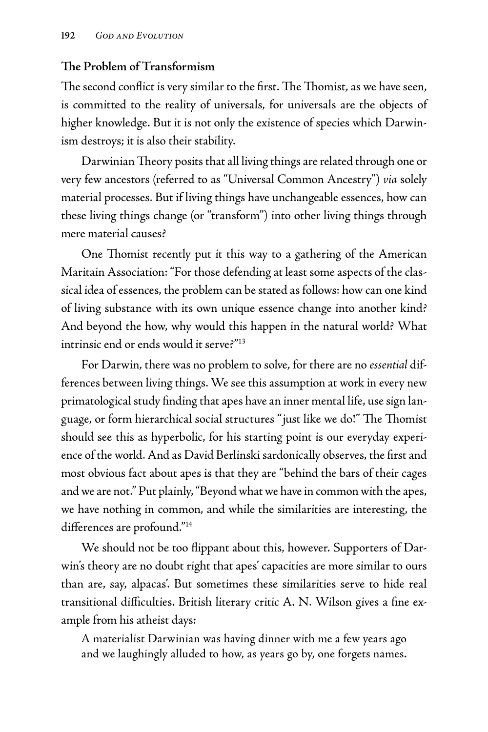### The Problem of Transformism

The second conflict is very similar to the first. The Thomist, as we have seen, is committed to the reality of universals, for universals are the objects of higher knowledge. But it is not only the existence of species which Darwinism destroys; it is also their stability.

Darwinian Theory posits that all living things are related through one or very few ancestors (referred to as "Universal Common Ancestry") *via* solely material processes. But if living things have unchangeable essences, how can these living things change (or "transform") into other living things through mere material causes?

One Thomist recently put it this way to a gathering of the American Maritain Association: "For those defending at least some aspects of the classical idea of essences, the problem can be stated as follows: how can one kind of living substance with its own unique essence change into another kind? And beyond the how, why would this happen in the natural world? What intrinsic end or ends would it serve?"[13]

For Darwin, there was no problem to solve, for there are no *essential* differences between living things. We see this assumption at work in every new primatological study finding that apes have an inner mental life, use sign language, or form hierarchical social structures "just like we do!" The Thomist should see this as hyperbolic, for his starting point is our everyday experience of the world. And as David Berlinski sardonically observes, the first and most obvious fact about apes is that they are "behind the bars of their cages and we are not." Put plainly, "Beyond what we have in common with the apes, we have nothing in common, and while the similarities are interesting, the differences are profound."[14]

We should not be too flippant about this, however. Supporters of Darwin's theory are no doubt right that apes' capacities are more similar to ours than are, say, alpacas'. But sometimes these similarities serve to hide real transitional difficulties. British literary critic A. N. Wilson gives a fine example from his atheist days:

> A materialist Darwinian was having dinner with me a few years ago and we laughingly alluded to how, as years go by, one forgets names.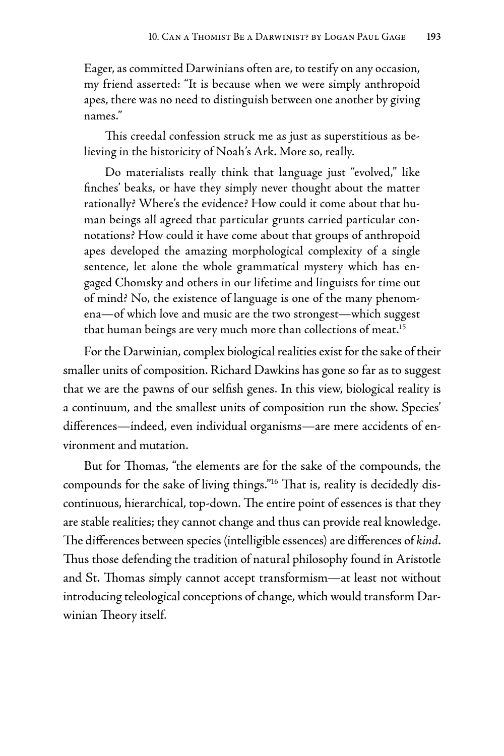> Eager, as committed Darwinians often are, to testify on any occasion, my friend asserted: "It is because when we were simply anthropoid apes, there was no need to distinguish between one another by giving names."
>
> This creedal confession struck me as just as superstitious as believing in the historicity of Noah's Ark. More so, really.
>
> Do materialists really think that language just "evolved," like finches' beaks, or have they simply never thought about the matter rationally? Where's the evidence? How could it come about that human beings all agreed that particular grunts carried particular connotations? How could it have come about that groups of anthropoid apes developed the amazing morphological complexity of a single sentence, let alone the whole grammatical mystery which has engaged Chomsky and others in our lifetime and linguists for time out of mind? No, the existence of language is one of the many phenomena—of which love and music are the two strongest—which suggest that human beings are very much more than collections of meat.[15]

For the Darwinian, complex biological realities exist for the sake of their smaller units of composition. Richard Dawkins has gone so far as to suggest that we are the pawns of our selfish genes. In this view, biological reality is a continuum, and the smallest units of composition run the show. Species' differences—indeed, even individual organisms—are mere accidents of environment and mutation.

But for Thomas, "the elements are for the sake of the compounds, the compounds for the sake of living things."[16] That is, reality is decidedly discontinuous, hierarchical, top-down. The entire point of essences is that they are stable realities; they cannot change and thus can provide real knowledge. The differences between species (intelligible essences) are differences of *kind*. Thus those defending the tradition of natural philosophy found in Aristotle and St. Thomas simply cannot accept transformism—at least not without introducing teleological conceptions of change, which would transform Darwinian Theory itself.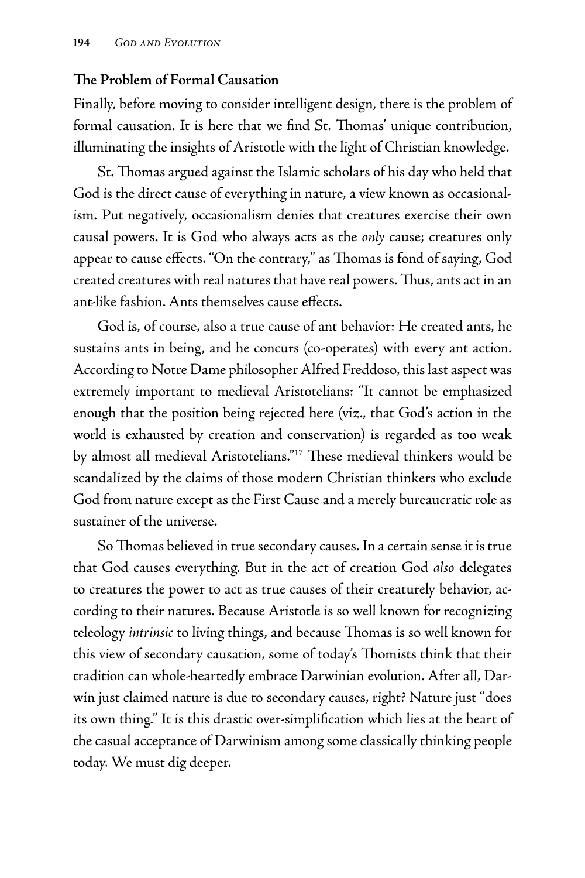### The Problem of Formal Causation

Finally, before moving to consider intelligent design, there is the problem of formal causation. It is here that we find St. Thomas' unique contribution, illuminating the insights of Aristotle with the light of Christian knowledge.

St. Thomas argued against the Islamic scholars of his day who held that God is the direct cause of everything in nature, a view known as occasionalism. Put negatively, occasionalism denies that creatures exercise their own causal powers. It is God who always acts as the *only* cause; creatures only appear to cause effects. "On the contrary," as Thomas is fond of saying, God created creatures with real natures that have real powers. Thus, ants act in an ant-like fashion. Ants themselves cause effects.

God is, of course, also a true cause of ant behavior: He created ants, he sustains ants in being, and he concurs (co-operates) with every ant action. According to Notre Dame philosopher Alfred Freddoso, this last aspect was extremely important to medieval Aristotelians: "It cannot be emphasized enough that the position being rejected here (viz., that God's action in the world is exhausted by creation and conservation) is regarded as too weak by almost all medieval Aristotelians."[17] These medieval thinkers would be scandalized by the claims of those modern Christian thinkers who exclude God from nature except as the First Cause and a merely bureaucratic role as sustainer of the universe.

So Thomas believed in true secondary causes. In a certain sense it is true that God causes everything. But in the act of creation God *also* delegates to creatures the power to act as true causes of their creaturely behavior, according to their natures. Because Aristotle is so well known for recognizing teleology *intrinsic* to living things, and because Thomas is so well known for this view of secondary causation, some of today's Thomists think that their tradition can whole-heartedly embrace Darwinian evolution. After all, Darwin just claimed nature is due to secondary causes, right? Nature just "does its own thing." It is this drastic over-simplification which lies at the heart of the casual acceptance of Darwinism among some classically thinking people today. We must dig deeper.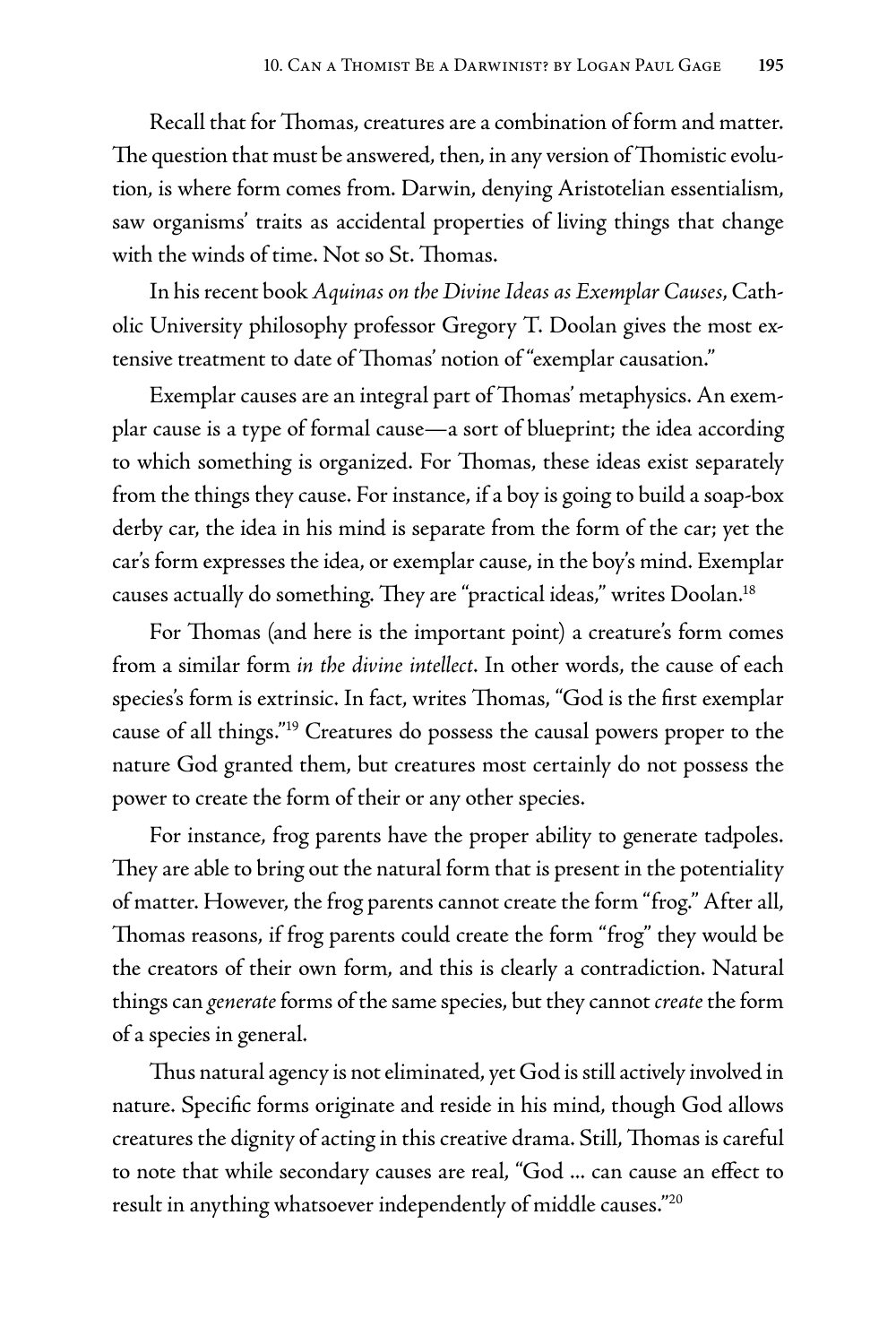Recall that for Thomas, creatures are a combination of form and matter. The question that must be answered, then, in any version of Thomistic evolution, is where form comes from. Darwin, denying Aristotelian essentialism, saw organisms' traits as accidental properties of living things that change with the winds of time. Not so St. Thomas.

In his recent book *Aquinas on the Divine Ideas as Exemplar Causes*, Catholic University philosophy professor Gregory T. Doolan gives the most extensive treatment to date of Thomas' notion of "exemplar causation."

Exemplar causes are an integral part of Thomas' metaphysics. An exemplar cause is a type of formal cause—a sort of blueprint; the idea according to which something is organized. For Thomas, these ideas exist separately from the things they cause. For instance, if a boy is going to build a soap-box derby car, the idea in his mind is separate from the form of the car; yet the car's form expresses the idea, or exemplar cause, in the boy's mind. Exemplar causes actually do something. They are "practical ideas," writes Doolan.[18]

For Thomas (and here is the important point) a creature's form comes from a similar form *in the divine intellect*. In other words, the cause of each species's form is extrinsic. In fact, writes Thomas, "God is the first exemplar cause of all things."[19] Creatures do possess the causal powers proper to the nature God granted them, but creatures most certainly do not possess the power to create the form of their or any other species.

For instance, frog parents have the proper ability to generate tadpoles. They are able to bring out the natural form that is present in the potentiality of matter. However, the frog parents cannot create the form "frog." After all, Thomas reasons, if frog parents could create the form "frog" they would be the creators of their own form, and this is clearly a contradiction. Natural things can *generate* forms of the same species, but they cannot *create* the form of a species in general.

Thus natural agency is not eliminated, yet God is still actively involved in nature. Specific forms originate and reside in his mind, though God allows creatures the dignity of acting in this creative drama. Still, Thomas is careful to note that while secondary causes are real, "God ... can cause an effect to result in anything whatsoever independently of middle causes."[20]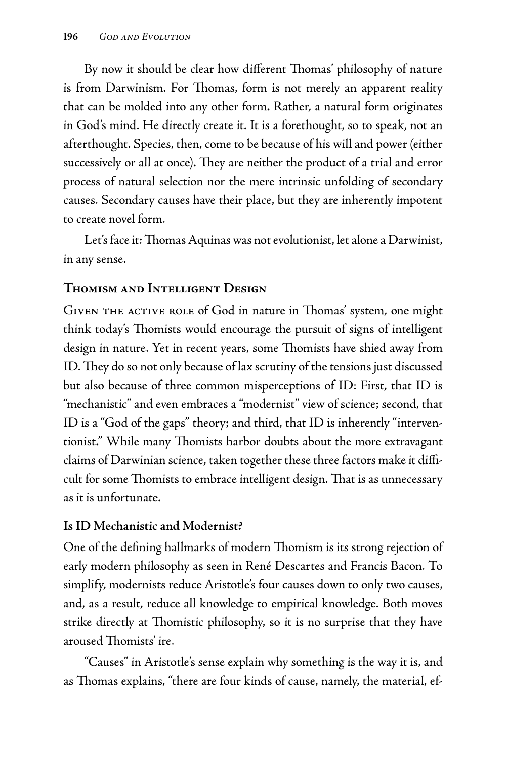By now it should be clear how different Thomas' philosophy of nature is from Darwinism. For Thomas, form is not merely an apparent reality that can be molded into any other form. Rather, a natural form originates in God's mind. He directly create it. It is a forethought, so to speak, not an afterthought. Species, then, come to be because of his will and power (either successively or all at once). They are neither the product of a trial and error process of natural selection nor the mere intrinsic unfolding of secondary causes. Secondary causes have their place, but they are inherently impotent to create novel form.

Let's face it: Thomas Aquinas was not evolutionist, let alone a Darwinist, in any sense.

## Thomism and Intelligent Design

Given the active role of God in nature in Thomas' system, one might think today's Thomists would encourage the pursuit of signs of intelligent design in nature. Yet in recent years, some Thomists have shied away from ID. They do so not only because of lax scrutiny of the tensions just discussed but also because of three common misperceptions of ID: First, that ID is "mechanistic" and even embraces a "modernist" view of science; second, that ID is a "God of the gaps" theory; and third, that ID is inherently "interventionist." While many Thomists harbor doubts about the more extravagant claims of Darwinian science, taken together these three factors make it difficult for some Thomists to embrace intelligent design. That is as unnecessary as it is unfortunate.

### Is ID Mechanistic and Modernist?

One of the defining hallmarks of modern Thomism is its strong rejection of early modern philosophy as seen in René Descartes and Francis Bacon. To simplify, modernists reduce Aristotle's four causes down to only two causes, and, as a result, reduce all knowledge to empirical knowledge. Both moves strike directly at Thomistic philosophy, so it is no surprise that they have aroused Thomists' ire.

"Causes" in Aristotle's sense explain why something is the way it is, and as Thomas explains, "there are four kinds of cause, namely, the material, ef-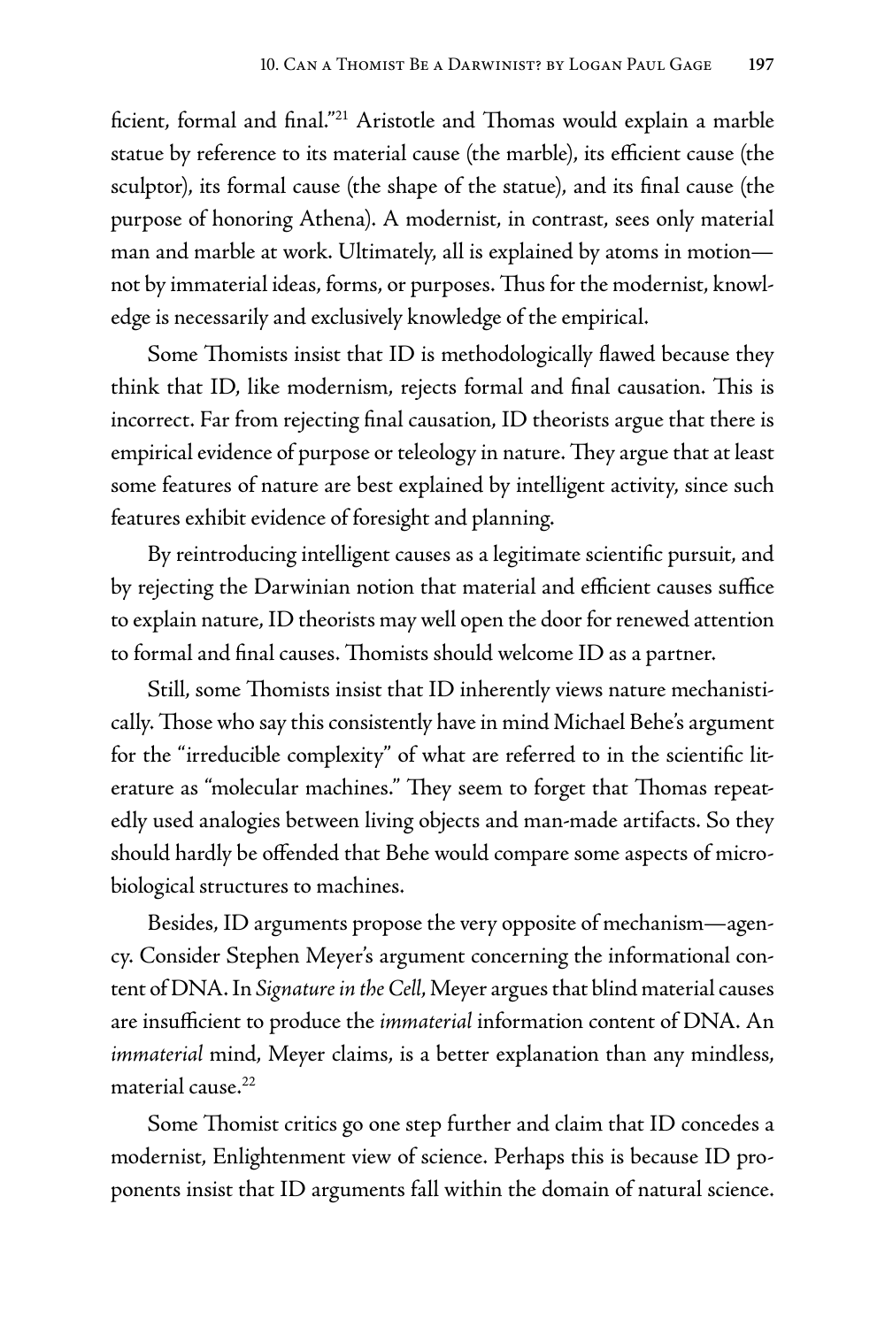ficient, formal and final."[21] Aristotle and Thomas would explain a marble statue by reference to its material cause (the marble), its efficient cause (the sculptor), its formal cause (the shape of the statue), and its final cause (the purpose of honoring Athena). A modernist, in contrast, sees only material man and marble at work. Ultimately, all is explained by atoms in motion—not by immaterial ideas, forms, or purposes. Thus for the modernist, knowledge is necessarily and exclusively knowledge of the empirical.

Some Thomists insist that ID is methodologically flawed because they think that ID, like modernism, rejects formal and final causation. This is incorrect. Far from rejecting final causation, ID theorists argue that there is empirical evidence of purpose or teleology in nature. They argue that at least some features of nature are best explained by intelligent activity, since such features exhibit evidence of foresight and planning.

By reintroducing intelligent causes as a legitimate scientific pursuit, and by rejecting the Darwinian notion that material and efficient causes suffice to explain nature, ID theorists may well open the door for renewed attention to formal and final causes. Thomists should welcome ID as a partner.

Still, some Thomists insist that ID inherently views nature mechanistically. Those who say this consistently have in mind Michael Behe's argument for the "irreducible complexity" of what are referred to in the scientific literature as "molecular machines." They seem to forget that Thomas repeatedly used analogies between living objects and man-made artifacts. So they should hardly be offended that Behe would compare some aspects of microbiological structures to machines.

Besides, ID arguments propose the very opposite of mechanism—agency. Consider Stephen Meyer's argument concerning the informational content of DNA. In *Signature in the Cell*, Meyer argues that blind material causes are insufficient to produce the *immaterial* information content of DNA. An *immaterial* mind, Meyer claims, is a better explanation than any mindless, material cause.[22]

Some Thomist critics go one step further and claim that ID concedes a modernist, Enlightenment view of science. Perhaps this is because ID proponents insist that ID arguments fall within the domain of natural science.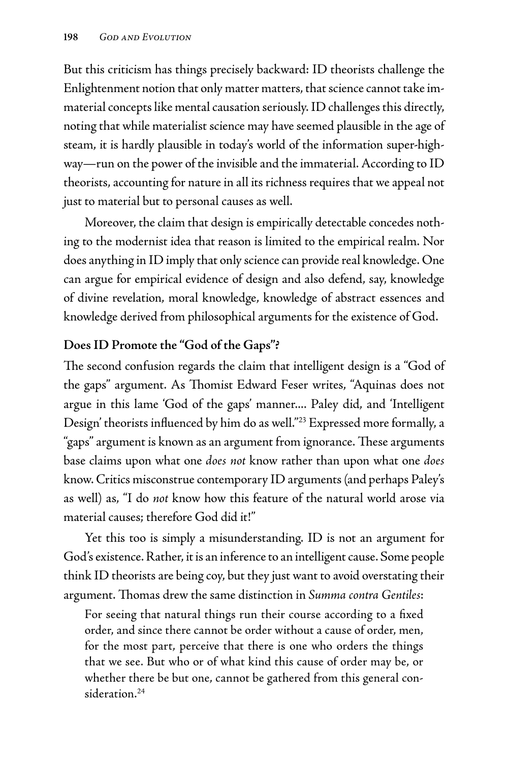But this criticism has things precisely backward: ID theorists challenge the Enlightenment notion that only matter matters, that science cannot take immaterial concepts like mental causation seriously. ID challenges this directly, noting that while materialist science may have seemed plausible in the age of steam, it is hardly plausible in today's world of the information super-highway—run on the power of the invisible and the immaterial. According to ID theorists, accounting for nature in all its richness requires that we appeal not just to material but to personal causes as well.

Moreover, the claim that design is empirically detectable concedes nothing to the modernist idea that reason is limited to the empirical realm. Nor does anything in ID imply that only science can provide real knowledge. One can argue for empirical evidence of design and also defend, say, knowledge of divine revelation, moral knowledge, knowledge of abstract essences and knowledge derived from philosophical arguments for the existence of God.

**Does ID Promote the "God of the Gaps"?**

The second confusion regards the claim that intelligent design is a "God of the gaps" argument. As Thomist Edward Feser writes, "Aquinas does not argue in this lame 'God of the gaps' manner.... Paley did, and 'Intelligent Design' theorists influenced by him do as well."[23] Expressed more formally, a "gaps" argument is known as an argument from ignorance. These arguments base claims upon what one *does not* know rather than upon what one *does* know. Critics misconstrue contemporary ID arguments (and perhaps Paley's as well) as, "I do *not* know how this feature of the natural world arose via material causes; therefore God did it!"

Yet this too is simply a misunderstanding. ID is not an argument for God's existence. Rather, it is an inference to an intelligent cause. Some people think ID theorists are being coy, but they just want to avoid overstating their argument. Thomas drew the same distinction in *Summa contra Gentiles*:

> For seeing that natural things run their course according to a fixed order, and since there cannot be order without a cause of order, men, for the most part, perceive that there is one who orders the things that we see. But who or of what kind this cause of order may be, or whether there be but one, cannot be gathered from this general consideration.[24]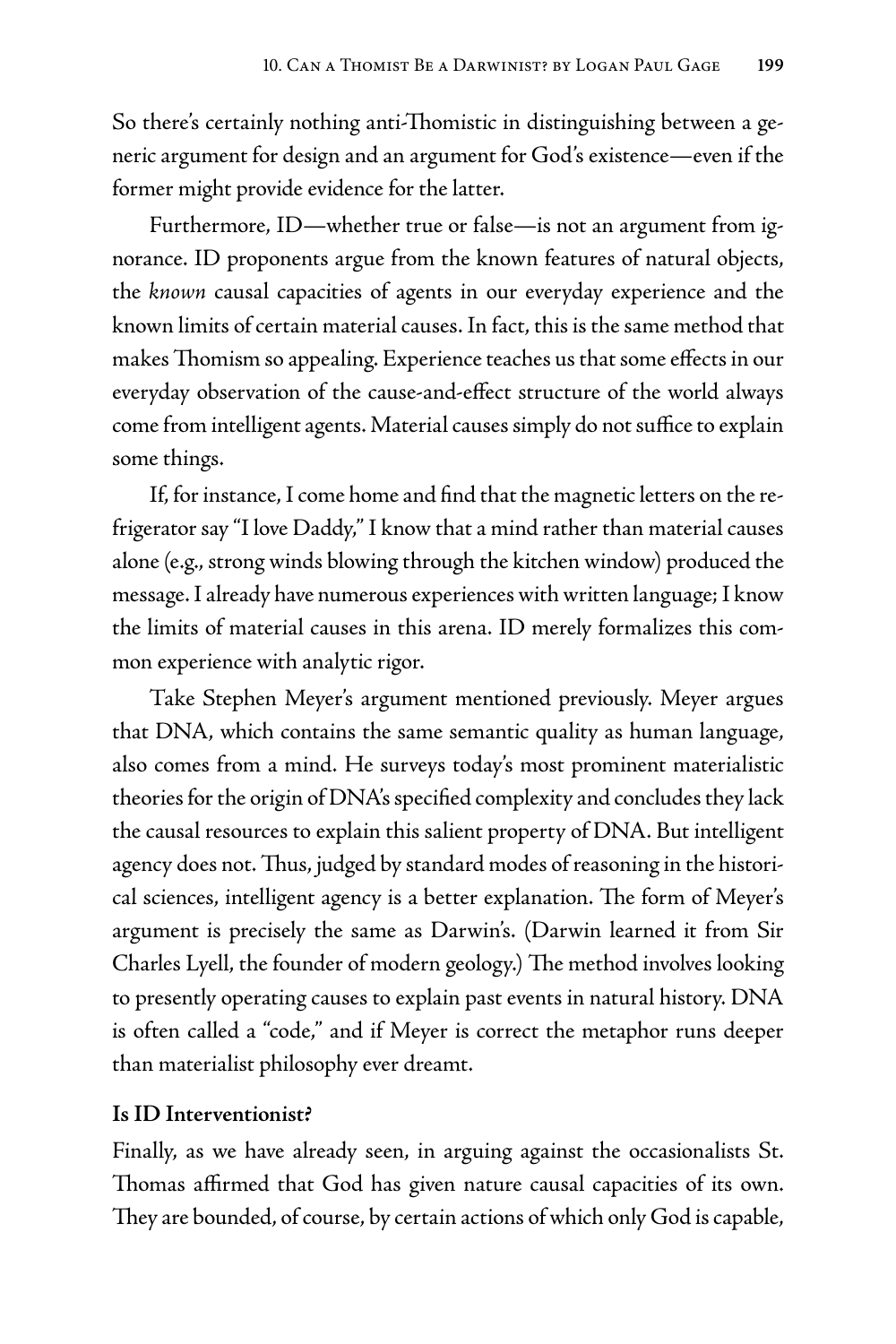So there's certainly nothing anti-Thomistic in distinguishing between a generic argument for design and an argument for God's existence—even if the former might provide evidence for the latter.

Furthermore, ID—whether true or false—is not an argument from ignorance. ID proponents argue from the known features of natural objects, the *known* causal capacities of agents in our everyday experience and the known limits of certain material causes. In fact, this is the same method that makes Thomism so appealing. Experience teaches us that some effects in our everyday observation of the cause-and-effect structure of the world always come from intelligent agents. Material causes simply do not suffice to explain some things.

If, for instance, I come home and find that the magnetic letters on the refrigerator say "I love Daddy," I know that a mind rather than material causes alone (e.g., strong winds blowing through the kitchen window) produced the message. I already have numerous experiences with written language; I know the limits of material causes in this arena. ID merely formalizes this common experience with analytic rigor.

Take Stephen Meyer's argument mentioned previously. Meyer argues that DNA, which contains the same semantic quality as human language, also comes from a mind. He surveys today's most prominent materialistic theories for the origin of DNA's specified complexity and concludes they lack the causal resources to explain this salient property of DNA. But intelligent agency does not. Thus, judged by standard modes of reasoning in the historical sciences, intelligent agency is a better explanation. The form of Meyer's argument is precisely the same as Darwin's. (Darwin learned it from Sir Charles Lyell, the founder of modern geology.) The method involves looking to presently operating causes to explain past events in natural history. DNA is often called a "code," and if Meyer is correct the metaphor runs deeper than materialist philosophy ever dreamt.

### Is ID Interventionist?

Finally, as we have already seen, in arguing against the occasionalists St. Thomas affirmed that God has given nature causal capacities of its own. They are bounded, of course, by certain actions of which only God is capable,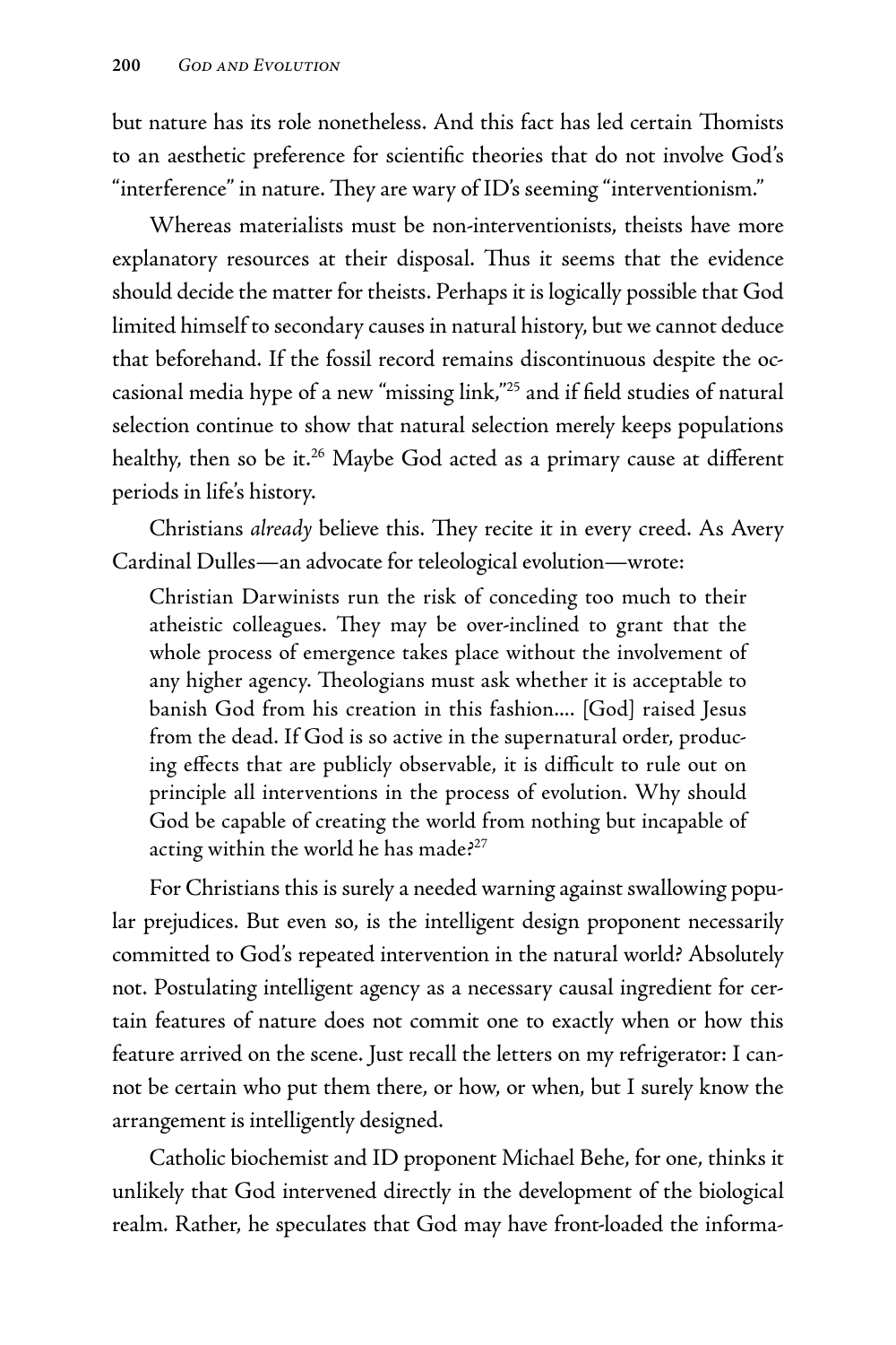but nature has its role nonetheless. And this fact has led certain Thomists to an aesthetic preference for scientific theories that do not involve God's "interference" in nature. They are wary of ID's seeming "interventionism."

Whereas materialists must be non-interventionists, theists have more explanatory resources at their disposal. Thus it seems that the evidence should decide the matter for theists. Perhaps it is logically possible that God limited himself to secondary causes in natural history, but we cannot deduce that beforehand. If the fossil record remains discontinuous despite the occasional media hype of a new "missing link,"[25] and if field studies of natural selection continue to show that natural selection merely keeps populations healthy, then so be it.[26] Maybe God acted as a primary cause at different periods in life's history.

Christians *already* believe this. They recite it in every creed. As Avery Cardinal Dulles—an advocate for teleological evolution—wrote:

> Christian Darwinists run the risk of conceding too much to their atheistic colleagues. They may be over-inclined to grant that the whole process of emergence takes place without the involvement of any higher agency. Theologians must ask whether it is acceptable to banish God from his creation in this fashion.... [God] raised Jesus from the dead. If God is so active in the supernatural order, producing effects that are publicly observable, it is difficult to rule out on principle all interventions in the process of evolution. Why should God be capable of creating the world from nothing but incapable of acting within the world he has made?[27]

For Christians this is surely a needed warning against swallowing popular prejudices. But even so, is the intelligent design proponent necessarily committed to God's repeated intervention in the natural world? Absolutely not. Postulating intelligent agency as a necessary causal ingredient for certain features of nature does not commit one to exactly when or how this feature arrived on the scene. Just recall the letters on my refrigerator: I cannot be certain who put them there, or how, or when, but I surely know the arrangement is intelligently designed.

Catholic biochemist and ID proponent Michael Behe, for one, thinks it unlikely that God intervened directly in the development of the biological realm. Rather, he speculates that God may have front-loaded the informa-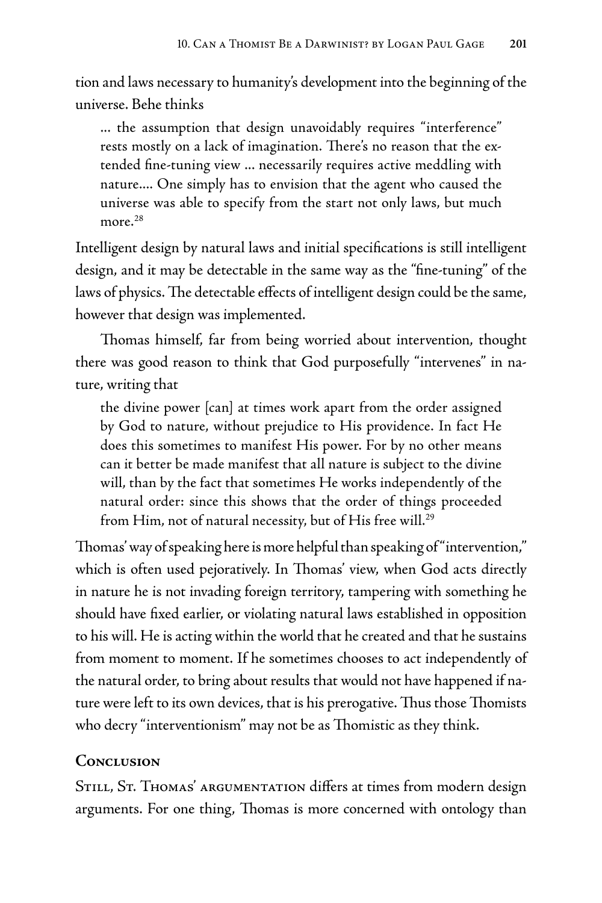tion and laws necessary to humanity's development into the beginning of the universe. Behe thinks

> … the assumption that design unavoidably requires "interference" rests mostly on a lack of imagination. There's no reason that the extended fine-tuning view … necessarily requires active meddling with nature…. One simply has to envision that the agent who caused the universe was able to specify from the start not only laws, but much more.[28]

Intelligent design by natural laws and initial specifications is still intelligent design, and it may be detectable in the same way as the "fine-tuning" of the laws of physics. The detectable effects of intelligent design could be the same, however that design was implemented.

Thomas himself, far from being worried about intervention, thought there was good reason to think that God purposefully "intervenes" in nature, writing that

> the divine power [can] at times work apart from the order assigned by God to nature, without prejudice to His providence. In fact He does this sometimes to manifest His power. For by no other means can it better be made manifest that all nature is subject to the divine will, than by the fact that sometimes He works independently of the natural order: since this shows that the order of things proceeded from Him, not of natural necessity, but of His free will.[29]

Thomas' way of speaking here is more helpful than speaking of "intervention," which is often used pejoratively. In Thomas' view, when God acts directly in nature he is not invading foreign territory, tampering with something he should have fixed earlier, or violating natural laws established in opposition to his will. He is acting within the world that he created and that he sustains from moment to moment. If he sometimes chooses to act independently of the natural order, to bring about results that would not have happened if nature were left to its own devices, that is his prerogative. Thus those Thomists who decry "interventionism" may not be as Thomistic as they think.

## Conclusion

Still, St. Thomas' argumentation differs at times from modern design arguments. For one thing, Thomas is more concerned with ontology than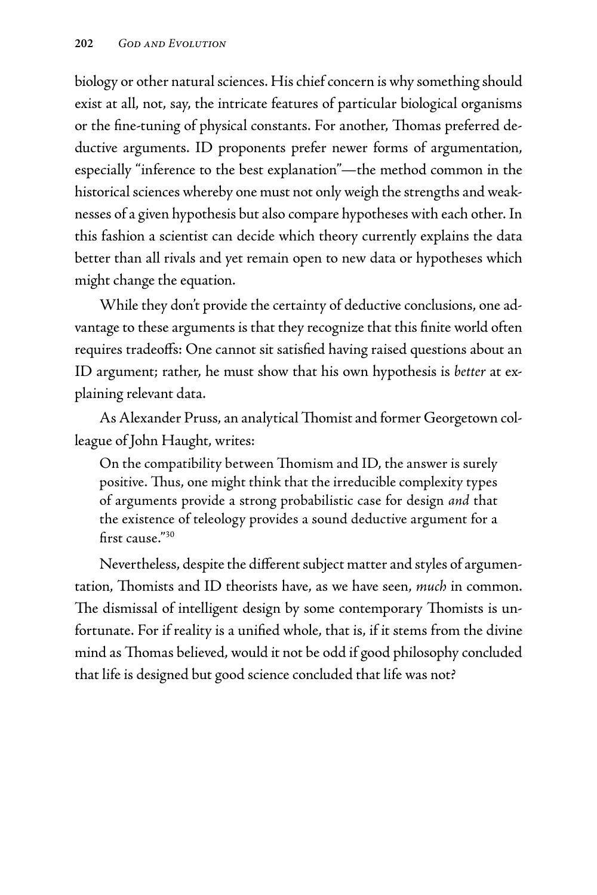biology or other natural sciences. His chief concern is why something should exist at all, not, say, the intricate features of particular biological organisms or the fine-tuning of physical constants. For another, Thomas preferred deductive arguments. ID proponents prefer newer forms of argumentation, especially "inference to the best explanation"—the method common in the historical sciences whereby one must not only weigh the strengths and weaknesses of a given hypothesis but also compare hypotheses with each other. In this fashion a scientist can decide which theory currently explains the data better than all rivals and yet remain open to new data or hypotheses which might change the equation.

While they don't provide the certainty of deductive conclusions, one advantage to these arguments is that they recognize that this finite world often requires tradeoffs: One cannot sit satisfied having raised questions about an ID argument; rather, he must show that his own hypothesis is *better* at explaining relevant data.

As Alexander Pruss, an analytical Thomist and former Georgetown colleague of John Haught, writes:

> On the compatibility between Thomism and ID, the answer is surely positive. Thus, one might think that the irreducible complexity types of arguments provide a strong probabilistic case for design *and* that the existence of teleology provides a sound deductive argument for a first cause."[30]

Nevertheless, despite the different subject matter and styles of argumentation, Thomists and ID theorists have, as we have seen, *much* in common. The dismissal of intelligent design by some contemporary Thomists is unfortunate. For if reality is a unified whole, that is, if it stems from the divine mind as Thomas believed, would it not be odd if good philosophy concluded that life is designed but good science concluded that life was not?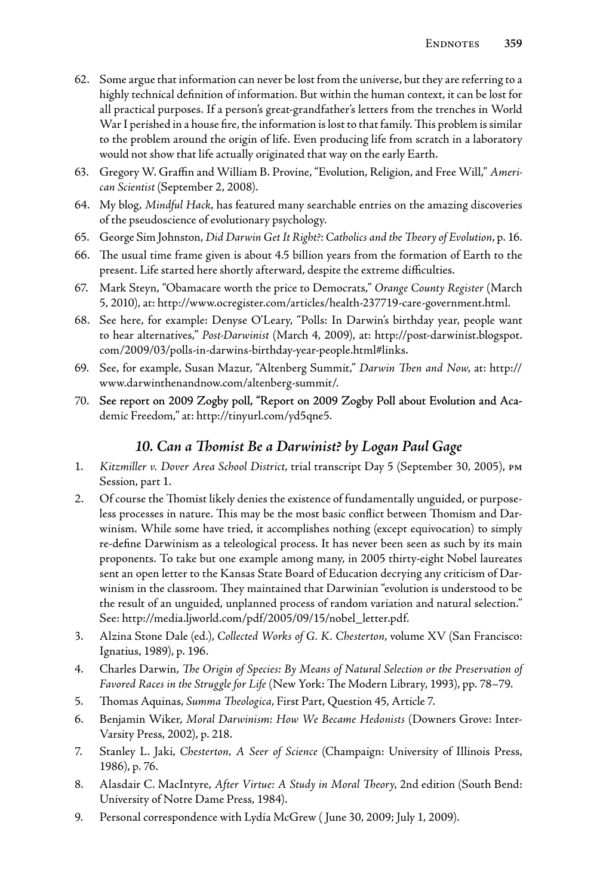62. Some argue that information can never be lost from the universe, but they are referring to a highly technical definition of information. But within the human context, it can be lost for all practical purposes. If a person's great-grandfather's letters from the trenches in World War I perished in a house fire, the information is lost to that family. This problem is similar to the problem around the origin of life. Even producing life from scratch in a laboratory would not show that life actually originated that way on the early Earth.
63. Gregory W. Graffin and William B. Provine, "Evolution, Religion, and Free Will," *American Scientist* (September 2, 2008).
64. My blog, *Mindful Hack*, has featured many searchable entries on the amazing discoveries of the pseudoscience of evolutionary psychology.
65. George Sim Johnston, *Did Darwin Get It Right?: Catholics and the Theory of Evolution*, p. 16.
66. The usual time frame given is about 4.5 billion years from the formation of Earth to the present. Life started here shortly afterward, despite the extreme difficulties.
67. Mark Steyn, "Obamacare worth the price to Democrats," *Orange County Register* (March 5, 2010), at: http://www.ocregister.com/articles/health-237719-care-government.html.
68. See here, for example: Denyse O'Leary, "Polls: In Darwin's birthday year, people want to hear alternatives," *Post-Darwinist* (March 4, 2009), at: http://post-darwinist.blogspot.com/2009/03/polls-in-darwins-birthday-year-people.html#links.
69. See, for example, Susan Mazur, "Altenberg Summit," *Darwin Then and Now*, at: http://www.darwinthenandnow.com/altenberg-summit/.
70. See report on 2009 Zogby poll, "Report on 2009 Zogby Poll about Evolution and Academic Freedom," at: http://tinyurl.com/yd5qne5.

### *10. Can a Thomist Be a Darwinist? by Logan Paul Gage*

1. *Kitzmiller v. Dover Area School District*, trial transcript Day 5 (September 30, 2005), PM Session, part 1.
2. Of course the Thomist likely denies the existence of fundamentally unguided, or purposeless processes in nature. This may be the most basic conflict between Thomism and Darwinism. While some have tried, it accomplishes nothing (except equivocation) to simply re-define Darwinism as a teleological process. It has never been seen as such by its main proponents. To take but one example among many, in 2005 thirty-eight Nobel laureates sent an open letter to the Kansas State Board of Education decrying any criticism of Darwinism in the classroom. They maintained that Darwinian "evolution is understood to be the result of an unguided, unplanned process of random variation and natural selection." See: http://media.ljworld.com/pdf/2005/09/15/nobel_letter.pdf.
3. Alzina Stone Dale (ed.), *Collected Works of G. K. Chesterton*, volume XV (San Francisco: Ignatius, 1989), p. 196.
4. Charles Darwin, *The Origin of Species: By Means of Natural Selection or the Preservation of Favored Races in the Struggle for Life* (New York: The Modern Library, 1993), pp. 78–79.
5. Thomas Aquinas, *Summa Theologica*, First Part, Question 45, Article 7.
6. Benjamin Wiker, *Moral Darwinism: How We Became Hedonists* (Downers Grove: InterVarsity Press, 2002), p. 218.
7. Stanley L. Jaki, *Chesterton, A Seer of Science* (Champaign: University of Illinois Press, 1986), p. 76.
8. Alasdair C. MacIntyre, *After Virtue: A Study in Moral Theory*, 2nd edition (South Bend: University of Notre Dame Press, 1984).
9. Personal correspondence with Lydia McGrew ( June 30, 2009; July 1, 2009).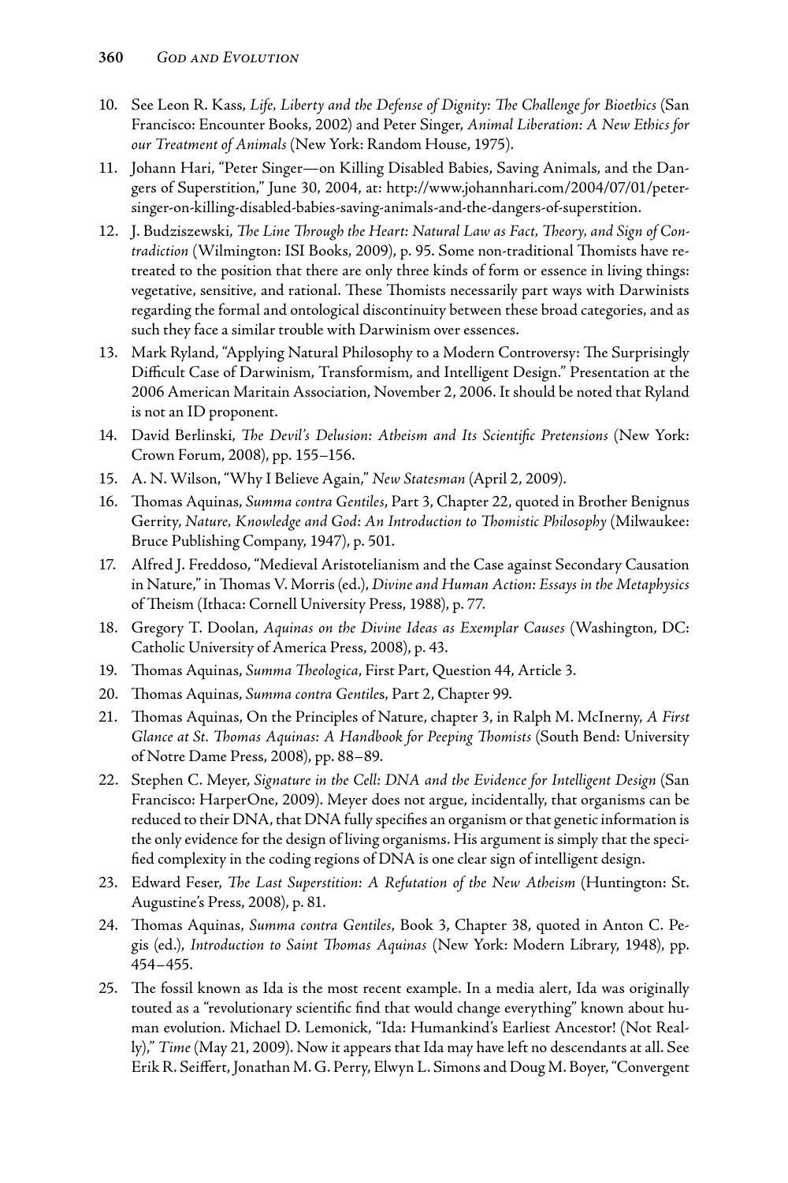10. See Leon R. Kass, *Life, Liberty and the Defense of Dignity: The Challenge for Bioethics* (San Francisco: Encounter Books, 2002) and Peter Singer, *Animal Liberation: A New Ethics for our Treatment of Animals* (New York: Random House, 1975).
11. Johann Hari, "Peter Singer—on Killing Disabled Babies, Saving Animals, and the Dangers of Superstition," June 30, 2004, at: http://www.johannhari.com/2004/07/01/peter-singer-on-killing-disabled-babies-saving-animals-and-the-dangers-of-superstition.
12. J. Budziszewski, *The Line Through the Heart: Natural Law as Fact, Theory, and Sign of Contradiction* (Wilmington: ISI Books, 2009), p. 95. Some non-traditional Thomists have retreated to the position that there are only three kinds of form or essence in living things: vegetative, sensitive, and rational. These Thomists necessarily part ways with Darwinists regarding the formal and ontological discontinuity between these broad categories, and as such they face a similar trouble with Darwinism over essences.
13. Mark Ryland, "Applying Natural Philosophy to a Modern Controversy: The Surprisingly Difficult Case of Darwinism, Transformism, and Intelligent Design." Presentation at the 2006 American Maritain Association, November 2, 2006. It should be noted that Ryland is not an ID proponent.
14. David Berlinski, *The Devil's Delusion: Atheism and Its Scientific Pretensions* (New York: Crown Forum, 2008), pp. 155–156.
15. A. N. Wilson, "Why I Believe Again," *New Statesman* (April 2, 2009).
16. Thomas Aquinas, *Summa contra Gentiles*, Part 3, Chapter 22, quoted in Brother Benignus Gerrity, *Nature, Knowledge and God: An Introduction to Thomistic Philosophy* (Milwaukee: Bruce Publishing Company, 1947), p. 501.
17. Alfred J. Freddoso, "Medieval Aristotelianism and the Case against Secondary Causation in Nature," in Thomas V. Morris (ed.), *Divine and Human Action: Essays in the Metaphysics* of Theism (Ithaca: Cornell University Press, 1988), p. 77.
18. Gregory T. Doolan, *Aquinas on the Divine Ideas as Exemplar Causes* (Washington, DC: Catholic University of America Press, 2008), p. 43.
19. Thomas Aquinas, *Summa Theologica*, First Part, Question 44, Article 3.
20. Thomas Aquinas, *Summa contra Gentiles*, Part 2, Chapter 99.
21. Thomas Aquinas, On the Principles of Nature, chapter 3, in Ralph M. McInerny, *A First Glance at St. Thomas Aquinas: A Handbook for Peeping Thomists* (South Bend: University of Notre Dame Press, 2008), pp. 88–89.
22. Stephen C. Meyer, *Signature in the Cell: DNA and the Evidence for Intelligent Design* (San Francisco: HarperOne, 2009). Meyer does not argue, incidentally, that organisms can be reduced to their DNA, that DNA fully specifies an organism or that genetic information is the only evidence for the design of living organisms. His argument is simply that the specified complexity in the coding regions of DNA is one clear sign of intelligent design.
23. Edward Feser, *The Last Superstition: A Refutation of the New Atheism* (Huntington: St. Augustine's Press, 2008), p. 81.
24. Thomas Aquinas, *Summa contra Gentiles*, Book 3, Chapter 38, quoted in Anton C. Pegis (ed.), *Introduction to Saint Thomas Aquinas* (New York: Modern Library, 1948), pp. 454–455.
25. The fossil known as Ida is the most recent example. In a media alert, Ida was originally touted as a "revolutionary scientific find that would change everything" known about human evolution. Michael D. Lemonick, "Ida: Humankind's Earliest Ancestor! (Not Really)," *Time* (May 21, 2009). Now it appears that Ida may have left no descendants at all. See Erik R. Seiffert, Jonathan M. G. Perry, Elwyn L. Simons and Doug M. Boyer, "Convergent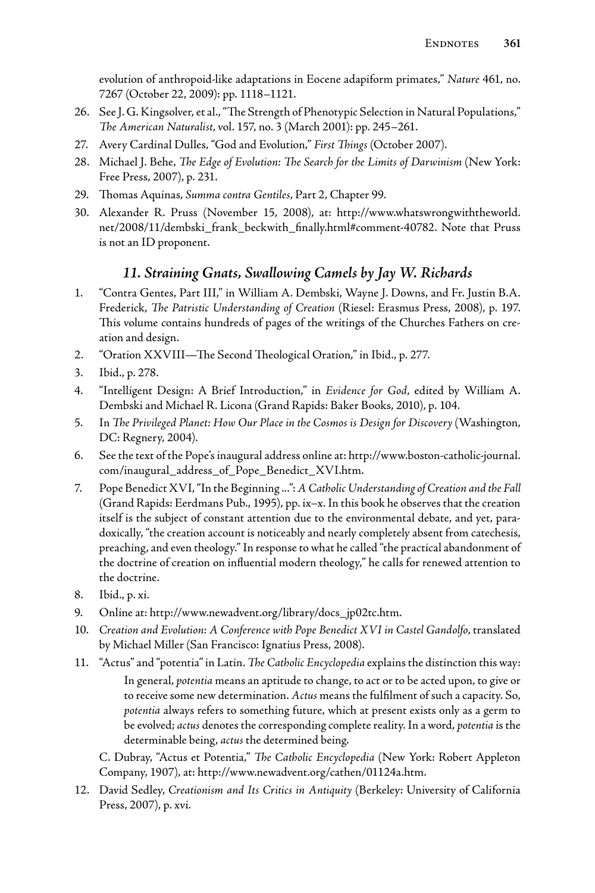evolution of anthropoid-like adaptations in Eocene adapiform primates," *Nature* 461, no. 7267 (October 22, 2009): pp. 1118–1121.

26. See J. G. Kingsolver, et al., "The Strength of Phenotypic Selection in Natural Populations," *The American Naturalist*, vol. 157, no. 3 (March 2001): pp. 245–261.
27. Avery Cardinal Dulles, "God and Evolution," *First Things* (October 2007).
28. Michael J. Behe, *The Edge of Evolution: The Search for the Limits of Darwinism* (New York: Free Press, 2007), p. 231.
29. Thomas Aquinas, *Summa contra Gentiles*, Part 2, Chapter 99.
30. Alexander R. Pruss (November 15, 2008), at: http://www.whatswrongwiththeworld.net/2008/11/dembski_frank_beckwith_finally.html#comment-40782. Note that Pruss is not an ID proponent.

### *11. Straining Gnats, Swallowing Camels by Jay W. Richards*

1. "Contra Gentes, Part III," in William A. Dembski, Wayne J. Downs, and Fr. Justin B.A. Frederick, *The Patristic Understanding of Creation* (Riesel: Erasmus Press, 2008), p. 197. This volume contains hundreds of pages of the writings of the Churches Fathers on creation and design.
2. "Oration XXVIII—The Second Theological Oration," in Ibid., p. 277.
3. Ibid., p. 278.
4. "Intelligent Design: A Brief Introduction," in *Evidence for God*, edited by William A. Dembski and Michael R. Licona (Grand Rapids: Baker Books, 2010), p. 104.
5. In *The Privileged Planet: How Our Place in the Cosmos is Design for Discovery* (Washington, DC: Regnery, 2004).
6. See the text of the Pope's inaugural address online at: http://www.boston-catholic-journal.com/inaugural_address_of_Pope_Benedict_XVI.htm.
7. Pope Benedict XVI, "In the Beginning ...": *A Catholic Understanding of Creation and the Fall* (Grand Rapids: Eerdmans Pub., 1995), pp. ix–x. In this book he observes that the creation itself is the subject of constant attention due to the environmental debate, and yet, paradoxically, "the creation account is noticeably and nearly completely absent from catechesis, preaching, and even theology." In response to what he called "the practical abandonment of the doctrine of creation on influential modern theology," he calls for renewed attention to the doctrine.
8. Ibid., p. xi.
9. Online at: http://www.newadvent.org/library/docs_jp02tc.htm.
10. *Creation and Evolution: A Conference with Pope Benedict XVI in Castel Gandolfo*, translated by Michael Miller (San Francisco: Ignatius Press, 2008).
11. "Actus" and "potentia" in Latin. *The Catholic Encyclopedia* explains the distinction this way:

    > In general, *potentia* means an aptitude to change, to act or to be acted upon, to give or to receive some new determination. *Actus* means the fulfilment of such a capacity. So, *potentia* always refers to something future, which at present exists only as a germ to be evolved; *actus* denotes the corresponding complete reality. In a word, *potentia* is the determinable being, *actus* the determined being.

    C. Dubray, "Actus et Potentia," *The Catholic Encyclopedia* (New York: Robert Appleton Company, 1907), at: http://www.newadvent.org/cathen/01124a.htm.
12. David Sedley, *Creationism and Its Critics in Antiquity* (Berkeley: University of California Press, 2007), p. xvi.